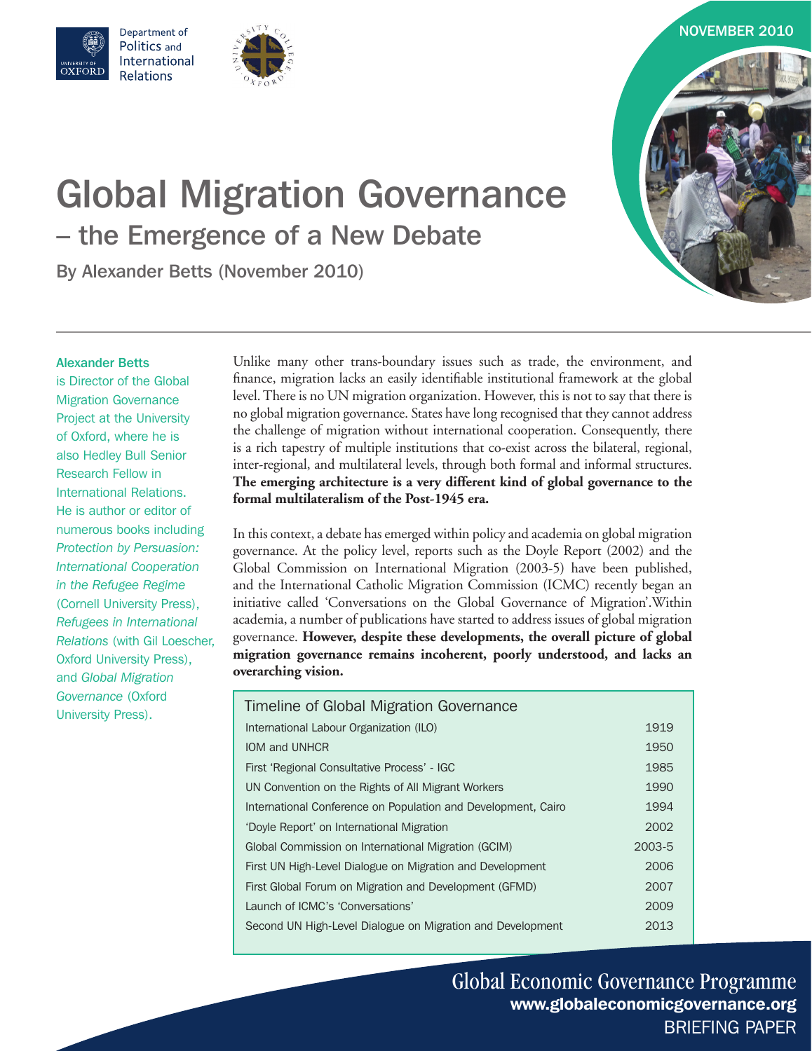NOVEMBER 2010

# Global Migration Governance

## – the Emergence of a New Debate

By Alexander Betts (November 2010)

**Alexander Betts** is Director of the Global Migration Governance Project at the University of Oxford, where he is also Hedley Bull Senior Research Fellow in International Relations. He is author or editor of numerous books including *Protection by Persuasion: International Cooperation in the Refugee Regime* (Cornell University Press), *Refugees in International Relations* (with Gil Loescher, Oxford University Press), and *Global Migration Governance* (Oxford University Press).

Unlike many other trans-boundary issues such as trade, the environment, and finance, migration lacks an easily identifiable institutional framework at the global level. There is no UN migration organization. However, this is not to say that there is no global migration governance. States have long recognised that they cannot address the challenge of migration without international cooperation. Consequently, there is a rich tapestry of multiple institutions that co-exist across the bilateral, regional, inter-regional, and multilateral levels, through both formal and informal structures. **The emerging architecture is a very different kind of global governance to the formal multilateralism of the Post-1945 era.**

In this context, a debate has emerged within policy and academia on global migration governance. At the policy level, reports such as the Doyle Report (2002) and the Global Commission on International Migration (2003-5) have been published, and the International Catholic Migration Commission (ICMC) recently began an initiative called 'Conversations on the Global Governance of Migration'.Within academia, a number of publications have started to address issues of global migration governance. **However, despite these developments, the overall picture of global migration governance remains incoherent, poorly understood, and lacks an overarching vision.**

| Timeline of Global Migration Governance | |
|---|---|
| International Labour Organization (ILO) | 1919 |
| IOM and UNHCR | 1950 |
| First 'Regional Consultative Process' - IGC | 1985 |
| UN Convention on the Rights of All Migrant Workers | 1990 |
| International Conference on Population and Development, Cairo | 1994 |
| 'Doyle Report' on International Migration | 2002 |
| Global Commission on International Migration (GCIM) | 2003-5 |
| First UN High-Level Dialogue on Migration and Development | 2006 |
| First Global Forum on Migration and Development (GFMD) | 2007 |
| Launch of ICMC's 'Conversations' | 2009 |
| Second UN High-Level Dialogue on Migration and Development | 2013 |

Global Economic Governance Programme
www.globaleconomicgovernance.org
BRIEFING PAPER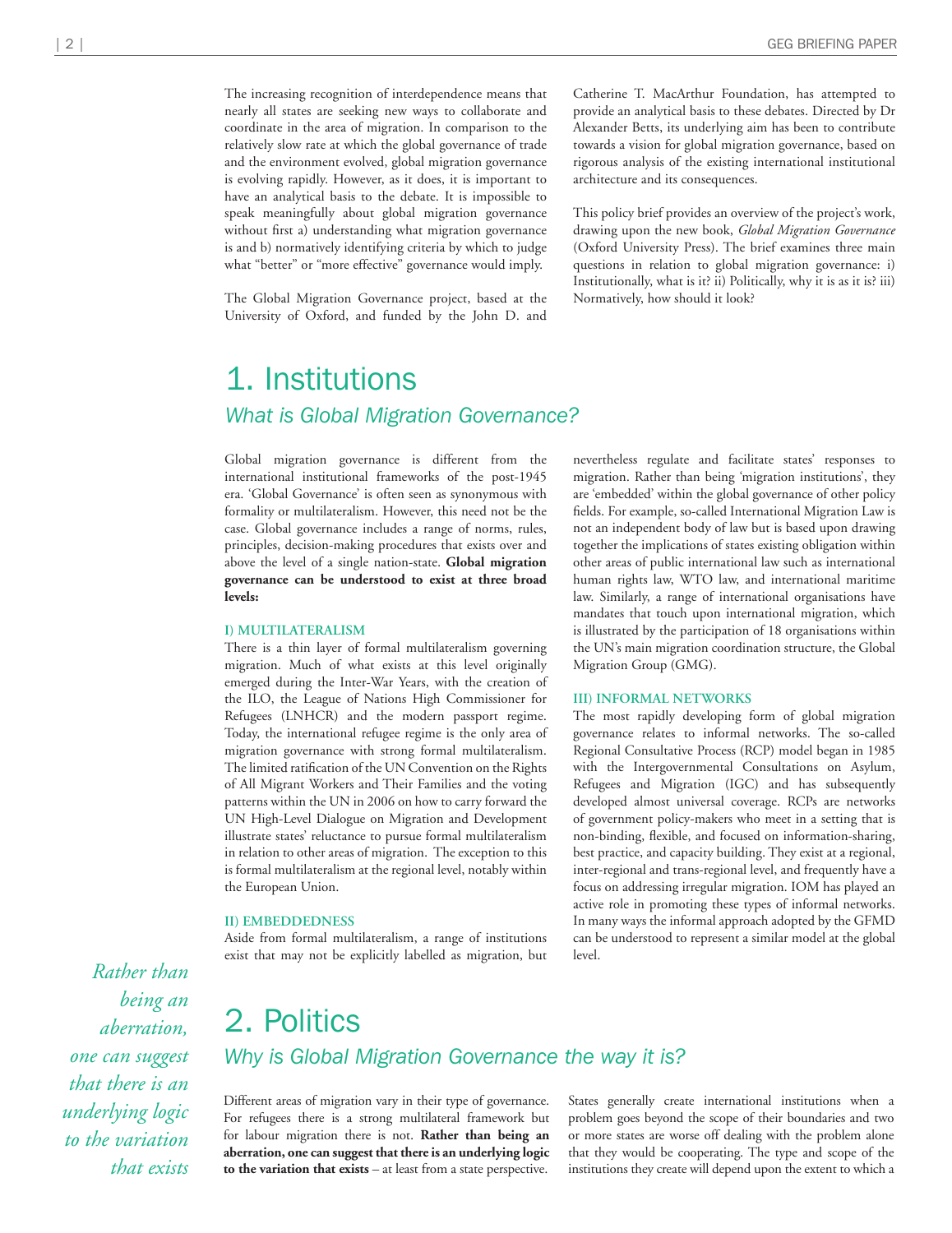The increasing recognition of interdependence means that nearly all states are seeking new ways to collaborate and coordinate in the area of migration. In comparison to the relatively slow rate at which the global governance of trade and the environment evolved, global migration governance is evolving rapidly. However, as it does, it is important to have an analytical basis to the debate. It is impossible to speak meaningfully about global migration governance without first a) understanding what migration governance is and b) normatively identifying criteria by which to judge what "better" or "more effective" governance would imply.

The Global Migration Governance project, based at the University of Oxford, and funded by the John D. and Catherine T. MacArthur Foundation, has attempted to provide an analytical basis to these debates. Directed by Dr Alexander Betts, its underlying aim has been to contribute towards a vision for global migration governance, based on rigorous analysis of the existing international institutional architecture and its consequences.

This policy brief provides an overview of the project's work, drawing upon the new book, *Global Migration Governance* (Oxford University Press). The brief examines three main questions in relation to global migration governance: i) Institutionally, what is it? ii) Politically, why it is as it is? iii) Normatively, how should it look?

# 1. Institutions

## *What is Global Migration Governance?*

Global migration governance is different from the international institutional frameworks of the post-1945 era. 'Global Governance' is often seen as synonymous with formality or multilateralism. However, this need not be the case. Global governance includes a range of norms, rules, principles, decision-making procedures that exists over and above the level of a single nation-state. **Global migration governance can be understood to exist at three broad levels:**

### I) MULTILATERALISM

There is a thin layer of formal multilateralism governing migration. Much of what exists at this level originally emerged during the Inter-War Years, with the creation of the ILO, the League of Nations High Commissioner for Refugees (LNHCR) and the modern passport regime. Today, the international refugee regime is the only area of migration governance with strong formal multilateralism. The limited ratification of the UN Convention on the Rights of All Migrant Workers and Their Families and the voting patterns within the UN in 2006 on how to carry forward the UN High-Level Dialogue on Migration and Development illustrate states' reluctance to pursue formal multilateralism in relation to other areas of migration. The exception to this is formal multilateralism at the regional level, notably within the European Union.

### II) EMBEDDEDNESS

Aside from formal multilateralism, a range of institutions exist that may not be explicitly labelled as migration, but nevertheless regulate and facilitate states' responses to migration. Rather than being 'migration institutions', they are 'embedded' within the global governance of other policy fields. For example, so-called International Migration Law is not an independent body of law but is based upon drawing together the implications of states existing obligation within other areas of public international law such as international human rights law, WTO law, and international maritime law. Similarly, a range of international organisations have mandates that touch upon international migration, which is illustrated by the participation of 18 organisations within the UN's main migration coordination structure, the Global Migration Group (GMG).

### III) INFORMAL NETWORKS

The most rapidly developing form of global migration governance relates to informal networks. The so-called Regional Consultative Process (RCP) model began in 1985 with the Intergovernmental Consultations on Asylum, Refugees and Migration (IGC) and has subsequently developed almost universal coverage. RCPs are networks of government policy-makers who meet in a setting that is non-binding, flexible, and focused on information-sharing, best practice, and capacity building. They exist at a regional, inter-regional and trans-regional level, and frequently have a focus on addressing irregular migration. IOM has played an active role in promoting these types of informal networks. In many ways the informal approach adopted by the GFMD can be understood to represent a similar model at the global level.

# 2. Politics

## *Why is Global Migration Governance the way it is?*

*Rather than being an aberration, one can suggest that there is an underlying logic to the variation that exists*

Different areas of migration vary in their type of governance. For refugees there is a strong multilateral framework but for labour migration there is not. **Rather than being an aberration, one can suggest that there is an underlying logic to the variation that exists** – at least from a state perspective. States generally create international institutions when a problem goes beyond the scope of their boundaries and two or more states are worse off dealing with the problem alone that they would be cooperating. The type and scope of the institutions they create will depend upon the extent to which a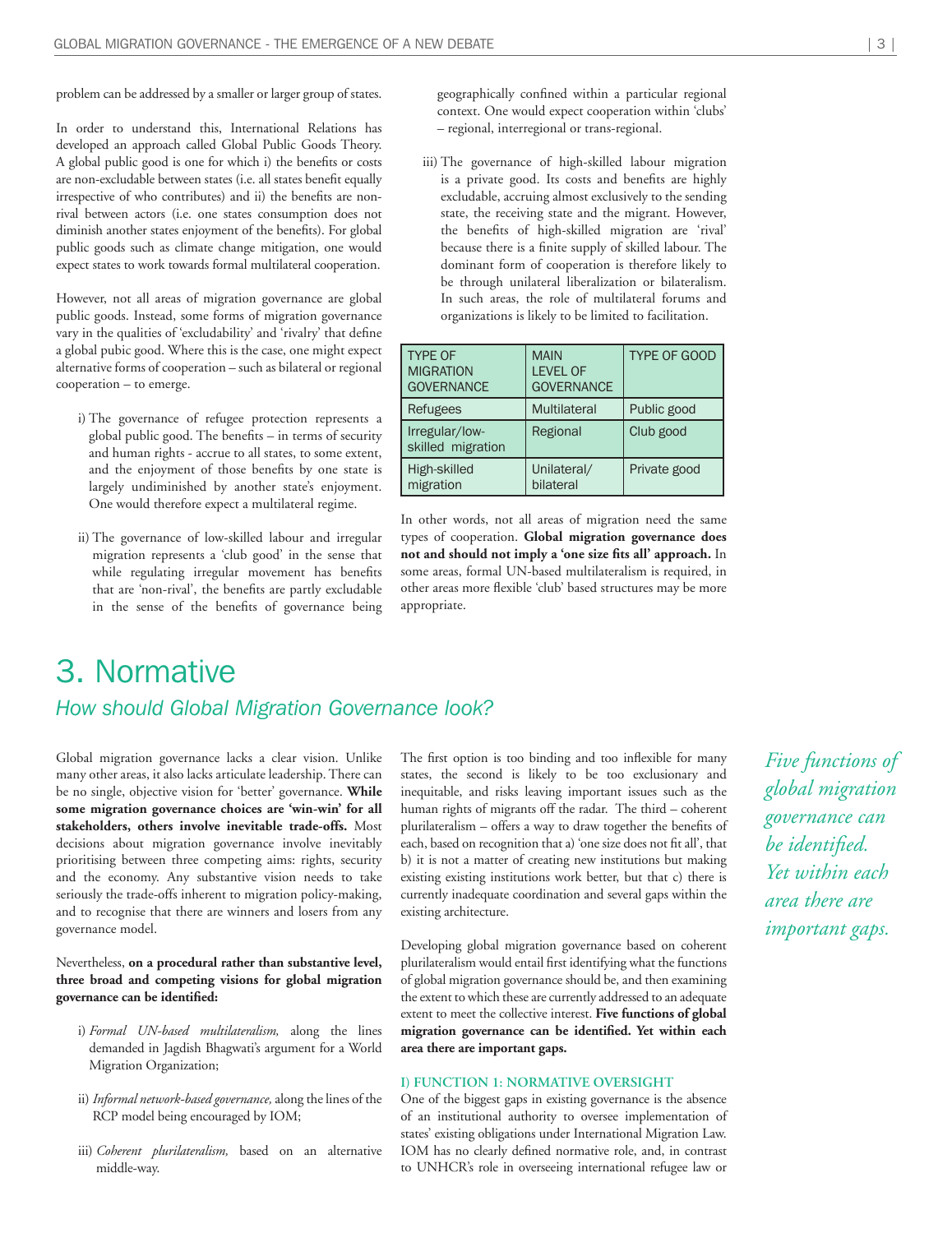problem can be addressed by a smaller or larger group of states.

In order to understand this, International Relations has developed an approach called Global Public Goods Theory. A global public good is one for which i) the benefits or costs are non-excludable between states (i.e. all states benefit equally irrespective of who contributes) and ii) the benefits are non-rival between actors (i.e. one states consumption does not diminish another states enjoyment of the benefits). For global public goods such as climate change mitigation, one would expect states to work towards formal multilateral cooperation.

However, not all areas of migration governance are global public goods. Instead, some forms of migration governance vary in the qualities of 'excludability' and 'rivalry' that define a global pubic good. Where this is the case, one might expect alternative forms of cooperation – such as bilateral or regional cooperation – to emerge.

i) The governance of refugee protection represents a global public good. The benefits – in terms of security and human rights - accrue to all states, to some extent, and the enjoyment of those benefits by one state is largely undiminished by another state's enjoyment. One would therefore expect a multilateral regime.

ii) The governance of low-skilled labour and irregular migration represents a 'club good' in the sense that while regulating irregular movement has benefits that are 'non-rival', the benefits are partly excludable in the sense of the benefits of governance being geographically confined within a particular regional context. One would expect cooperation within 'clubs' – regional, interregional or trans-regional.

iii) The governance of high-skilled labour migration is a private good. Its costs and benefits are highly excludable, accruing almost exclusively to the sending state, the receiving state and the migrant. However, the benefits of high-skilled migration are 'rival' because there is a finite supply of skilled labour. The dominant form of cooperation is therefore likely to be through unilateral liberalization or bilateralism. In such areas, the role of multilateral forums and organizations is likely to be limited to facilitation.

| TYPE OF MIGRATION GOVERNANCE | MAIN LEVEL OF GOVERNANCE | TYPE OF GOOD |
|---|---|---|
| Refugees | Multilateral | Public good |
| Irregular/low-skilled migration | Regional | Club good |
| High-skilled migration | Unilateral/ bilateral | Private good |

In other words, not all areas of migration need the same types of cooperation. **Global migration governance does not and should not imply a 'one size fits all' approach.** In some areas, formal UN-based multilateralism is required, in other areas more flexible 'club' based structures may be more appropriate.

# 3. Normative

## *How should Global Migration Governance look?*

Global migration governance lacks a clear vision. Unlike many other areas, it also lacks articulate leadership. There can be no single, objective vision for 'better' governance. **While some migration governance choices are 'win-win' for all stakeholders, others involve inevitable trade-offs.** Most decisions about migration governance involve inevitably prioritising between three competing aims: rights, security and the economy. Any substantive vision needs to take seriously the trade-offs inherent to migration policy-making, and to recognise that there are winners and losers from any governance model.

Nevertheless, **on a procedural rather than substantive level, three broad and competing visions for global migration governance can be identified:**

i) *Formal UN-based multilateralism,* along the lines demanded in Jagdish Bhagwati's argument for a World Migration Organization;

ii) *Informal network-based governance,* along the lines of the RCP model being encouraged by IOM;

iii) *Coherent plurilateralism,* based on an alternative middle-way.

The first option is too binding and too inflexible for many states, the second is likely to be too exclusionary and inequitable, and risks leaving important issues such as the human rights of migrants off the radar. The third – coherent plurilateralism – offers a way to draw together the benefits of each, based on recognition that a) 'one size does not fit all', that b) it is not a matter of creating new institutions but making existing existing institutions work better, but that c) there is currently inadequate coordination and several gaps within the existing architecture.

Developing global migration governance based on coherent plurilateralism would entail first identifying what the functions of global migration governance should be, and then examining the extent to which these are currently addressed to an adequate extent to meet the collective interest. **Five functions of global migration governance can be identified. Yet within each area there are important gaps.**

*Five functions of global migration governance can be identified. Yet within each area there are important gaps.*

### I) FUNCTION 1: NORMATIVE OVERSIGHT

One of the biggest gaps in existing governance is the absence of an institutional authority to oversee implementation of states' existing obligations under International Migration Law. IOM has no clearly defined normative role, and, in contrast to UNHCR's role in overseeing international refugee law or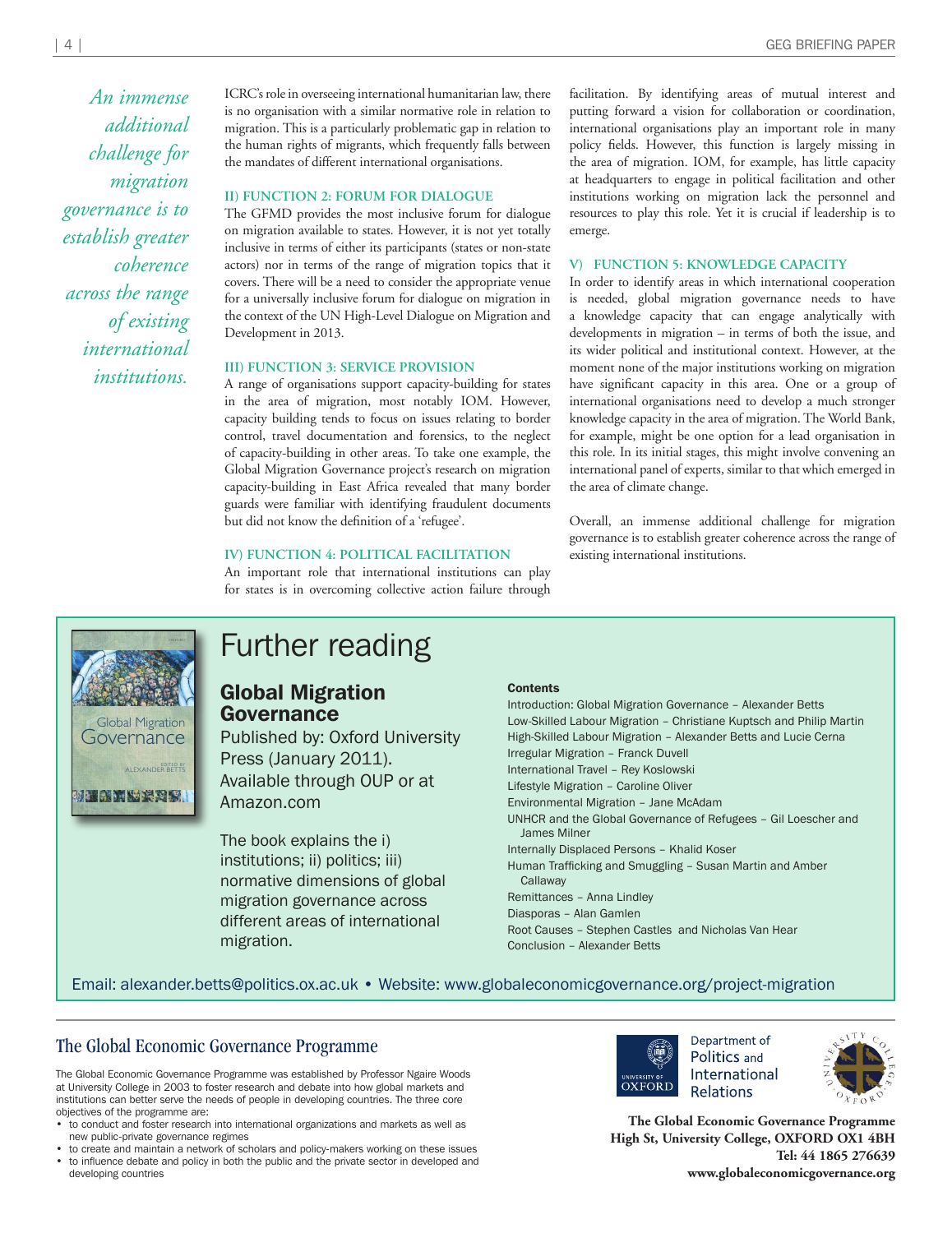*An immense additional challenge for migration governance is to establish greater coherence across the range of existing international institutions.*

ICRC's role in overseeing international humanitarian law, there is no organisation with a similar normative role in relation to migration. This is a particularly problematic gap in relation to the human rights of migrants, which frequently falls between the mandates of different international organisations.

### II) FUNCTION 2: FORUM FOR DIALOGUE

The GFMD provides the most inclusive forum for dialogue on migration available to states. However, it is not yet totally inclusive in terms of either its participants (states or non-state actors) nor in terms of the range of migration topics that it covers. There will be a need to consider the appropriate venue for a universally inclusive forum for dialogue on migration in the context of the UN High-Level Dialogue on Migration and Development in 2013.

### III) FUNCTION 3: SERVICE PROVISION

A range of organisations support capacity-building for states in the area of migration, most notably IOM. However, capacity building tends to focus on issues relating to border control, travel documentation and forensics, to the neglect of capacity-building in other areas. To take one example, the Global Migration Governance project's research on migration capacity-building in East Africa revealed that many border guards were familiar with identifying fraudulent documents but did not know the definition of a 'refugee'.

### IV) FUNCTION 4: POLITICAL FACILITATION

An important role that international institutions can play for states is in overcoming collective action failure through facilitation. By identifying areas of mutual interest and putting forward a vision for collaboration or coordination, international organisations play an important role in many policy fields. However, this function is largely missing in the area of migration. IOM, for example, has little capacity at headquarters to engage in political facilitation and other institutions working on migration lack the personnel and resources to play this role. Yet it is crucial if leadership is to emerge.

### V) FUNCTION 5: KNOWLEDGE CAPACITY

In order to identify areas in which international cooperation is needed, global migration governance needs to have a knowledge capacity that can engage analytically with developments in migration – in terms of both the issue, and its wider political and institutional context. However, at the moment none of the major institutions working on migration have significant capacity in this area. One or a group of international organisations need to develop a much stronger knowledge capacity in the area of migration. The World Bank, for example, might be one option for a lead organisation in this role. In its initial stages, this might involve convening an international panel of experts, similar to that which emerged in the area of climate change.

Overall, an immense additional challenge for migration governance is to establish greater coherence across the range of existing international institutions.

## Further reading

### Global Migration Governance

Published by: Oxford University Press (January 2011). Available through OUP or at Amazon.com

The book explains the i) institutions; ii) politics; iii) normative dimensions of global migration governance across different areas of international migration.

**Contents**

- Introduction: Global Migration Governance – Alexander Betts
- Low-Skilled Labour Migration – Christiane Kuptsch and Philip Martin
- High-Skilled Labour Migration – Alexander Betts and Lucie Cerna
- Irregular Migration – Franck Duvell
- International Travel – Rey Koslowski
- Lifestyle Migration – Caroline Oliver
- Environmental Migration – Jane McAdam
- UNHCR and the Global Governance of Refugees – Gil Loescher and James Milner
- Internally Displaced Persons – Khalid Koser
- Human Trafficking and Smuggling – Susan Martin and Amber Callaway
- Remittances – Anna Lindley
- Diasporas – Alan Gamlen
- Root Causes – Stephen Castles and Nicholas Van Hear
- Conclusion – Alexander Betts

Email: alexander.betts@politics.ox.ac.uk • Website: www.globaleconomicgovernance.org/project-migration

## The Global Economic Governance Programme

The Global Economic Governance Programme was established by Professor Ngaire Woods at University College in 2003 to foster research and debate into how global markets and institutions can better serve the needs of people in developing countries. The three core objectives of the programme are:

- to conduct and foster research into international organizations and markets as well as new public-private governance regimes
- to create and maintain a network of scholars and policy-makers working on these issues
- to influence debate and policy in both the public and the private sector in developed and developing countries

University of Oxford — Department of Politics and International Relations

**The Global Economic Governance Programme**
**High St, University College, OXFORD OX1 4BH**
**Tel: 44 1865 276639**
**www.globaleconomicgovernance.org**